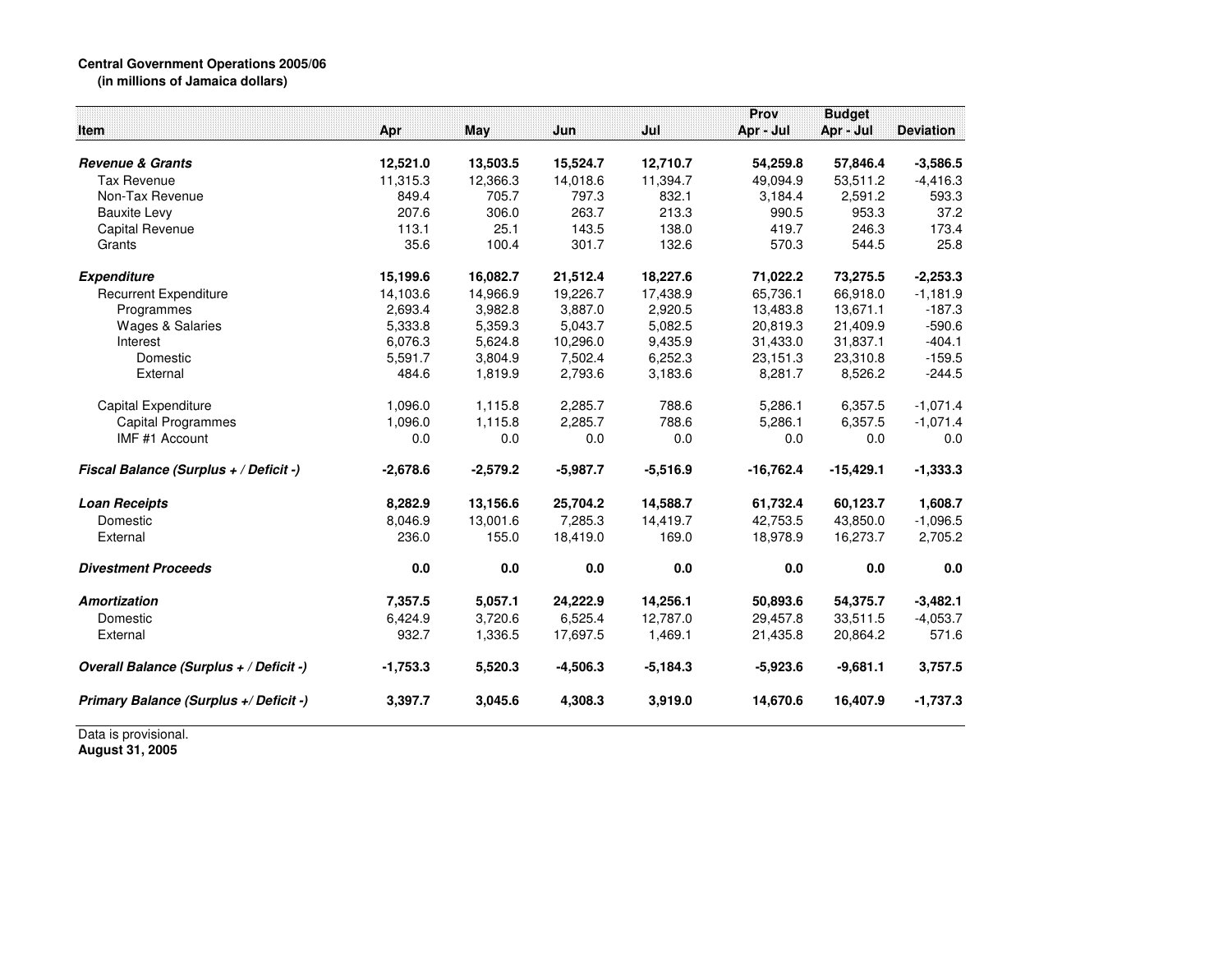**Central Government Operations 2005/06**
**(in millions of Jamaica dollars)**

| Item | Apr | May | Jun | Jul | Prov Apr - Jul | Budget Apr - Jul | Deviation |
|---|---|---|---|---|---|---|---|
| ***Revenue & Grants*** | **12,521.0** | **13,503.5** | **15,524.7** | **12,710.7** | **54,259.8** | **57,846.4** | **-3,586.5** |
| Tax Revenue | 11,315.3 | 12,366.3 | 14,018.6 | 11,394.7 | 49,094.9 | 53,511.2 | -4,416.3 |
| Non-Tax Revenue | 849.4 | 705.7 | 797.3 | 832.1 | 3,184.4 | 2,591.2 | 593.3 |
| Bauxite Levy | 207.6 | 306.0 | 263.7 | 213.3 | 990.5 | 953.3 | 37.2 |
| Capital Revenue | 113.1 | 25.1 | 143.5 | 138.0 | 419.7 | 246.3 | 173.4 |
| Grants | 35.6 | 100.4 | 301.7 | 132.6 | 570.3 | 544.5 | 25.8 |
| ***Expenditure*** | **15,199.6** | **16,082.7** | **21,512.4** | **18,227.6** | **71,022.2** | **73,275.5** | **-2,253.3** |
| Recurrent Expenditure | 14,103.6 | 14,966.9 | 19,226.7 | 17,438.9 | 65,736.1 | 66,918.0 | -1,181.9 |
| Programmes | 2,693.4 | 3,982.8 | 3,887.0 | 2,920.5 | 13,483.8 | 13,671.1 | -187.3 |
| Wages & Salaries | 5,333.8 | 5,359.3 | 5,043.7 | 5,082.5 | 20,819.3 | 21,409.9 | -590.6 |
| Interest | 6,076.3 | 5,624.8 | 10,296.0 | 9,435.9 | 31,433.0 | 31,837.1 | -404.1 |
| Domestic | 5,591.7 | 3,804.9 | 7,502.4 | 6,252.3 | 23,151.3 | 23,310.8 | -159.5 |
| External | 484.6 | 1,819.9 | 2,793.6 | 3,183.6 | 8,281.7 | 8,526.2 | -244.5 |
| Capital Expenditure | 1,096.0 | 1,115.8 | 2,285.7 | 788.6 | 5,286.1 | 6,357.5 | -1,071.4 |
| Capital Programmes | 1,096.0 | 1,115.8 | 2,285.7 | 788.6 | 5,286.1 | 6,357.5 | -1,071.4 |
| IMF #1 Account | 0.0 | 0.0 | 0.0 | 0.0 | 0.0 | 0.0 | 0.0 |
| ***Fiscal Balance (Surplus + / Deficit -)*** | **-2,678.6** | **-2,579.2** | **-5,987.7** | **-5,516.9** | **-16,762.4** | **-15,429.1** | **-1,333.3** |
| ***Loan Receipts*** | **8,282.9** | **13,156.6** | **25,704.2** | **14,588.7** | **61,732.4** | **60,123.7** | **1,608.7** |
| Domestic | 8,046.9 | 13,001.6 | 7,285.3 | 14,419.7 | 42,753.5 | 43,850.0 | -1,096.5 |
| External | 236.0 | 155.0 | 18,419.0 | 169.0 | 18,978.9 | 16,273.7 | 2,705.2 |
| ***Divestment Proceeds*** | **0.0** | **0.0** | **0.0** | **0.0** | **0.0** | **0.0** | **0.0** |
| ***Amortization*** | **7,357.5** | **5,057.1** | **24,222.9** | **14,256.1** | **50,893.6** | **54,375.7** | **-3,482.1** |
| Domestic | 6,424.9 | 3,720.6 | 6,525.4 | 12,787.0 | 29,457.8 | 33,511.5 | -4,053.7 |
| External | 932.7 | 1,336.5 | 17,697.5 | 1,469.1 | 21,435.8 | 20,864.2 | 571.6 |
| ***Overall Balance (Surplus + / Deficit -)*** | **-1,753.3** | **5,520.3** | **-4,506.3** | **-5,184.3** | **-5,923.6** | **-9,681.1** | **3,757.5** |
| ***Primary Balance (Surplus +/ Deficit -)*** | **3,397.7** | **3,045.6** | **4,308.3** | **3,919.0** | **14,670.6** | **16,407.9** | **-1,737.3** |

Data is provisional.
**August 31, 2005**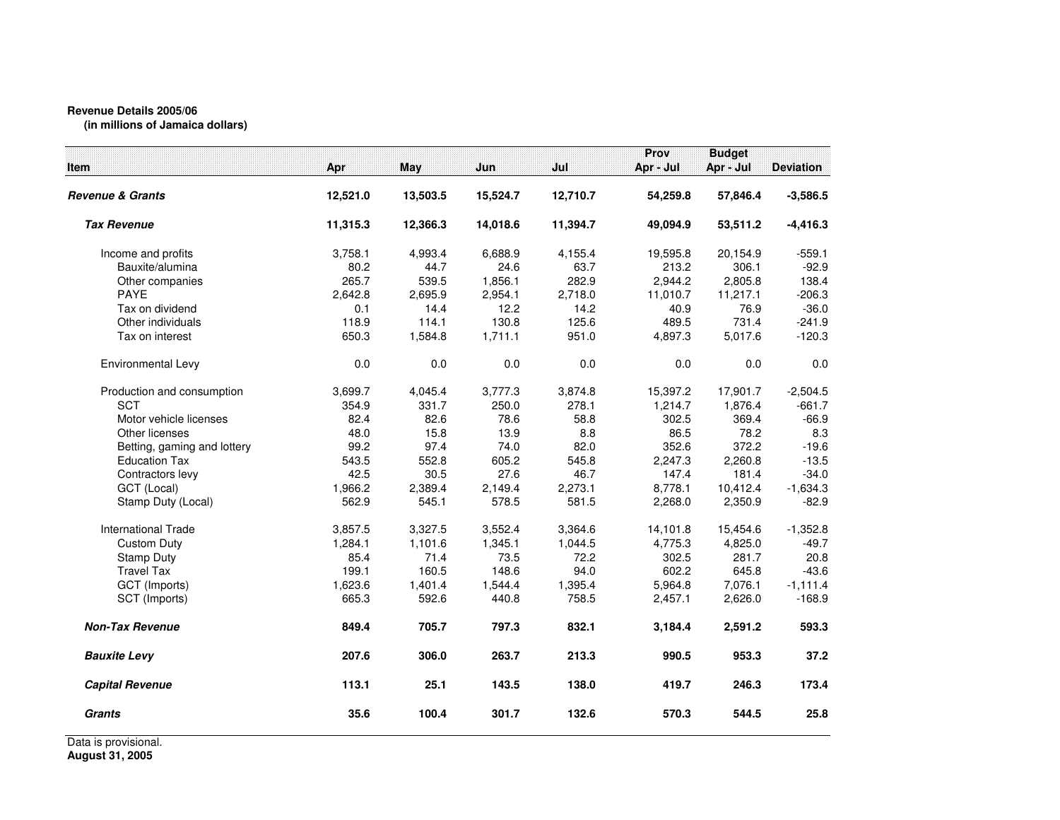**Revenue Details 2005/06**
**(in millions of Jamaica dollars)**

| Item | Apr | May | Jun | Jul | Prov Apr - Jul | Budget Apr - Jul | Deviation |
|---|---|---|---|---|---|---|---|
| ***Revenue & Grants*** | **12,521.0** | **13,503.5** | **15,524.7** | **12,710.7** | **54,259.8** | **57,846.4** | **-3,586.5** |
| ***Tax Revenue*** | **11,315.3** | **12,366.3** | **14,018.6** | **11,394.7** | **49,094.9** | **53,511.2** | **-4,416.3** |
| Income and profits | 3,758.1 | 4,993.4 | 6,688.9 | 4,155.4 | 19,595.8 | 20,154.9 | -559.1 |
| Bauxite/alumina | 80.2 | 44.7 | 24.6 | 63.7 | 213.2 | 306.1 | -92.9 |
| Other companies | 265.7 | 539.5 | 1,856.1 | 282.9 | 2,944.2 | 2,805.8 | 138.4 |
| PAYE | 2,642.8 | 2,695.9 | 2,954.1 | 2,718.0 | 11,010.7 | 11,217.1 | -206.3 |
| Tax on dividend | 0.1 | 14.4 | 12.2 | 14.2 | 40.9 | 76.9 | -36.0 |
| Other individuals | 118.9 | 114.1 | 130.8 | 125.6 | 489.5 | 731.4 | -241.9 |
| Tax on interest | 650.3 | 1,584.8 | 1,711.1 | 951.0 | 4,897.3 | 5,017.6 | -120.3 |
| Environmental Levy | 0.0 | 0.0 | 0.0 | 0.0 | 0.0 | 0.0 | 0.0 |
| Production and consumption | 3,699.7 | 4,045.4 | 3,777.3 | 3,874.8 | 15,397.2 | 17,901.7 | -2,504.5 |
| SCT | 354.9 | 331.7 | 250.0 | 278.1 | 1,214.7 | 1,876.4 | -661.7 |
| Motor vehicle licenses | 82.4 | 82.6 | 78.6 | 58.8 | 302.5 | 369.4 | -66.9 |
| Other licenses | 48.0 | 15.8 | 13.9 | 8.8 | 86.5 | 78.2 | 8.3 |
| Betting, gaming and lottery | 99.2 | 97.4 | 74.0 | 82.0 | 352.6 | 372.2 | -19.6 |
| Education Tax | 543.5 | 552.8 | 605.2 | 545.8 | 2,247.3 | 2,260.8 | -13.5 |
| Contractors levy | 42.5 | 30.5 | 27.6 | 46.7 | 147.4 | 181.4 | -34.0 |
| GCT (Local) | 1,966.2 | 2,389.4 | 2,149.4 | 2,273.1 | 8,778.1 | 10,412.4 | -1,634.3 |
| Stamp Duty (Local) | 562.9 | 545.1 | 578.5 | 581.5 | 2,268.0 | 2,350.9 | -82.9 |
| International Trade | 3,857.5 | 3,327.5 | 3,552.4 | 3,364.6 | 14,101.8 | 15,454.6 | -1,352.8 |
| Custom Duty | 1,284.1 | 1,101.6 | 1,345.1 | 1,044.5 | 4,775.3 | 4,825.0 | -49.7 |
| Stamp Duty | 85.4 | 71.4 | 73.5 | 72.2 | 302.5 | 281.7 | 20.8 |
| Travel Tax | 199.1 | 160.5 | 148.6 | 94.0 | 602.2 | 645.8 | -43.6 |
| GCT (Imports) | 1,623.6 | 1,401.4 | 1,544.4 | 1,395.4 | 5,964.8 | 7,076.1 | -1,111.4 |
| SCT (Imports) | 665.3 | 592.6 | 440.8 | 758.5 | 2,457.1 | 2,626.0 | -168.9 |
| ***Non-Tax Revenue*** | **849.4** | **705.7** | **797.3** | **832.1** | **3,184.4** | **2,591.2** | **593.3** |
| ***Bauxite Levy*** | **207.6** | **306.0** | **263.7** | **213.3** | **990.5** | **953.3** | **37.2** |
| ***Capital Revenue*** | **113.1** | **25.1** | **143.5** | **138.0** | **419.7** | **246.3** | **173.4** |
| ***Grants*** | **35.6** | **100.4** | **301.7** | **132.6** | **570.3** | **544.5** | **25.8** |

Data is provisional.
**August 31, 2005**